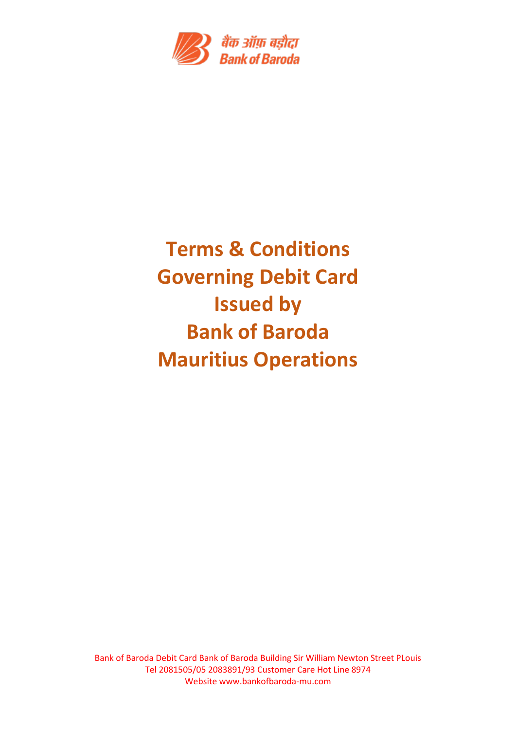# Terms & Conditions Governing Debit Card Issued by Bank of Baroda Mauritius Operations

Bank of Baroda Debit Card Bank of Baroda Building Sir William Newton Street PLouis
Tel 2081505/05 2083891/93 Customer Care Hot Line 8974
Website www.bankofbaroda-mu.com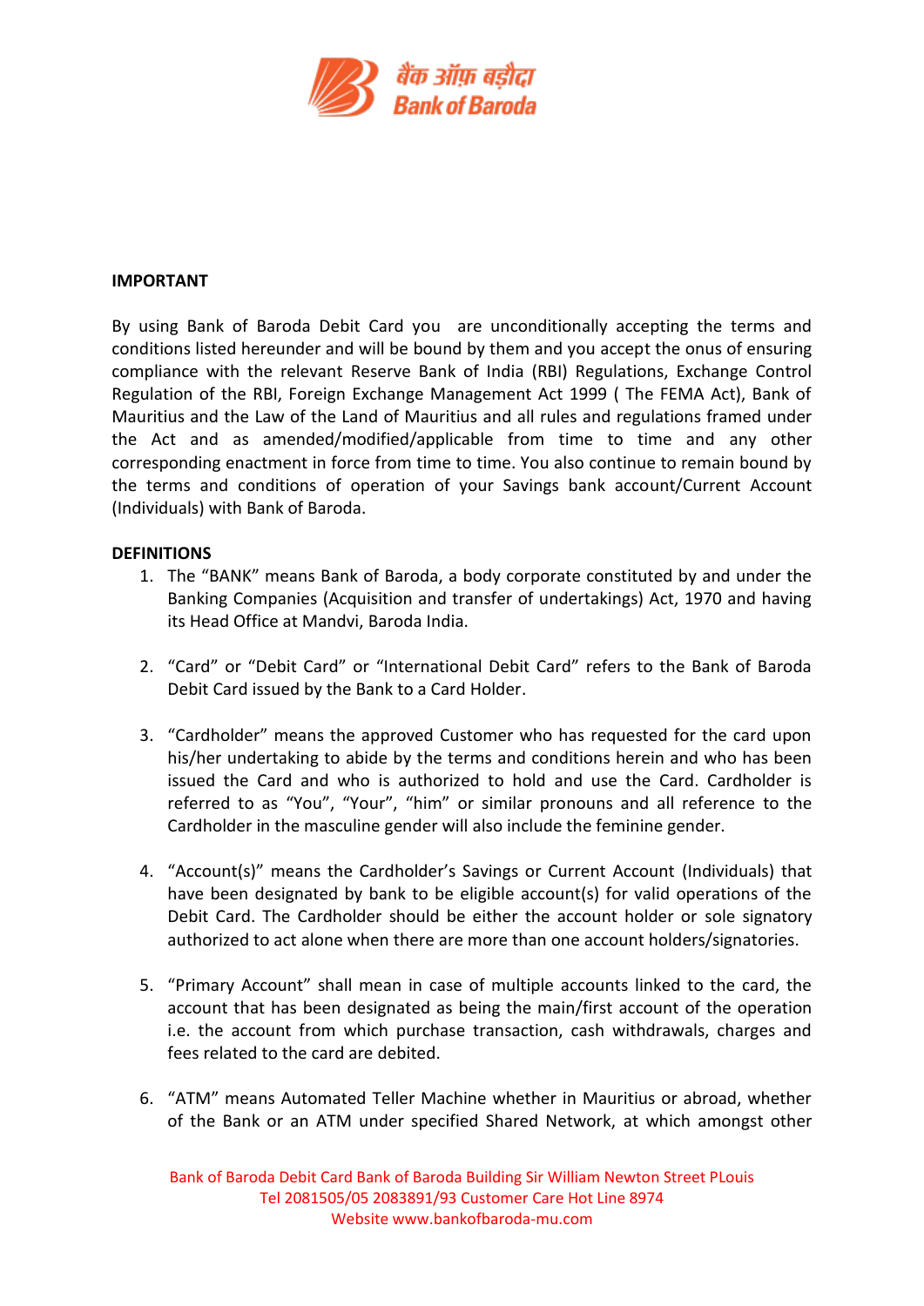**IMPORTANT**

By using Bank of Baroda Debit Card you are unconditionally accepting the terms and conditions listed hereunder and will be bound by them and you accept the onus of ensuring compliance with the relevant Reserve Bank of India (RBI) Regulations, Exchange Control Regulation of the RBI, Foreign Exchange Management Act 1999 ( The FEMA Act), Bank of Mauritius and the Law of the Land of Mauritius and all rules and regulations framed under the Act and as amended/modified/applicable from time to time and any other corresponding enactment in force from time to time. You also continue to remain bound by the terms and conditions of operation of your Savings bank account/Current Account (Individuals) with Bank of Baroda.

**DEFINITIONS**

1. The "BANK" means Bank of Baroda, a body corporate constituted by and under the Banking Companies (Acquisition and transfer of undertakings) Act, 1970 and having its Head Office at Mandvi, Baroda India.

2. "Card" or "Debit Card" or "International Debit Card" refers to the Bank of Baroda Debit Card issued by the Bank to a Card Holder.

3. "Cardholder" means the approved Customer who has requested for the card upon his/her undertaking to abide by the terms and conditions herein and who has been issued the Card and who is authorized to hold and use the Card. Cardholder is referred to as "You", "Your", "him" or similar pronouns and all reference to the Cardholder in the masculine gender will also include the feminine gender.

4. "Account(s)" means the Cardholder's Savings or Current Account (Individuals) that have been designated by bank to be eligible account(s) for valid operations of the Debit Card. The Cardholder should be either the account holder or sole signatory authorized to act alone when there are more than one account holders/signatories.

5. "Primary Account" shall mean in case of multiple accounts linked to the card, the account that has been designated as being the main/first account of the operation i.e. the account from which purchase transaction, cash withdrawals, charges and fees related to the card are debited.

6. "ATM" means Automated Teller Machine whether in Mauritius or abroad, whether of the Bank or an ATM under specified Shared Network, at which amongst other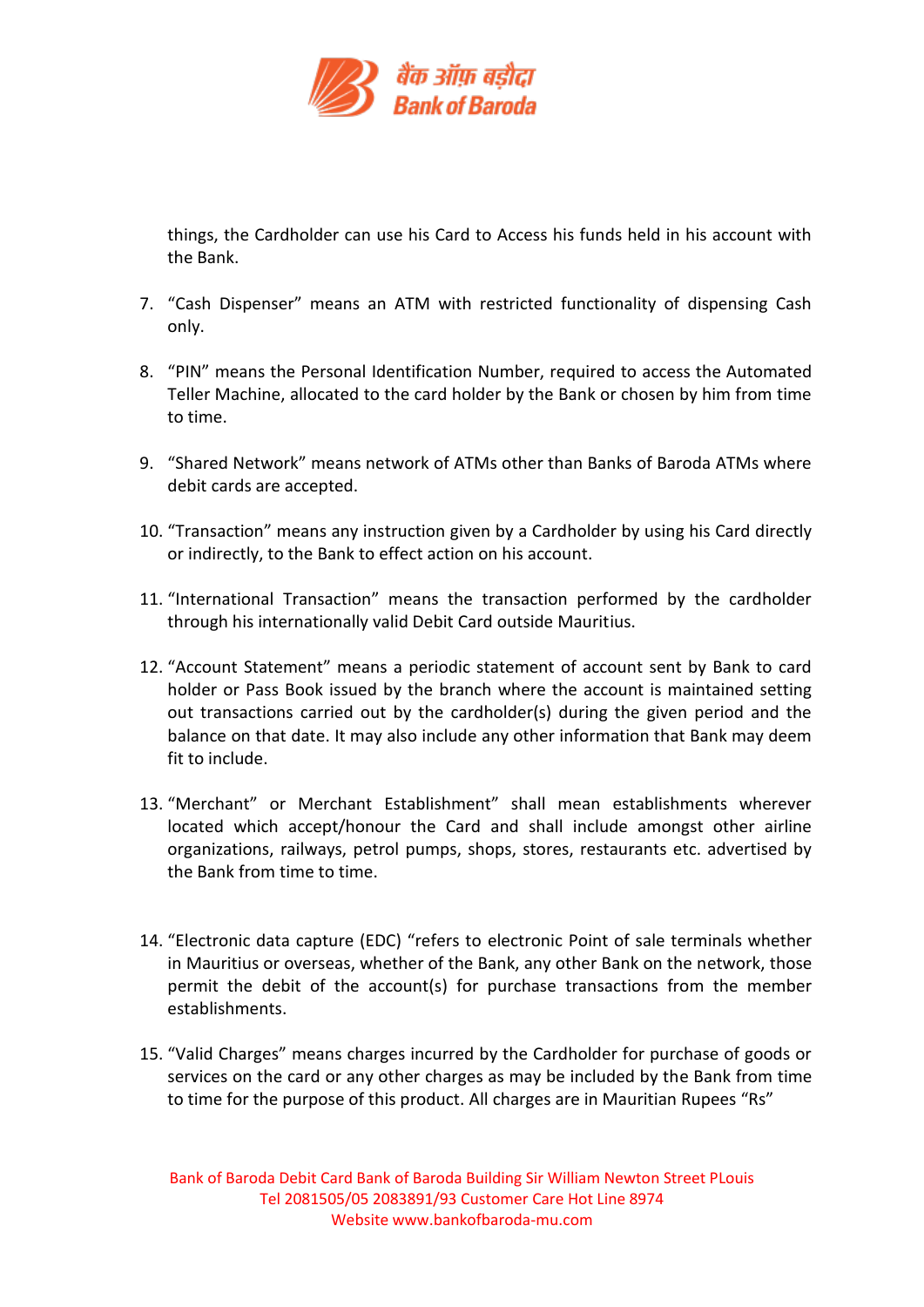things, the Cardholder can use his Card to Access his funds held in his account with the Bank.

7. "Cash Dispenser" means an ATM with restricted functionality of dispensing Cash only.

8. "PIN" means the Personal Identification Number, required to access the Automated Teller Machine, allocated to the card holder by the Bank or chosen by him from time to time.

9. "Shared Network" means network of ATMs other than Banks of Baroda ATMs where debit cards are accepted.

10. "Transaction" means any instruction given by a Cardholder by using his Card directly or indirectly, to the Bank to effect action on his account.

11. "International Transaction" means the transaction performed by the cardholder through his internationally valid Debit Card outside Mauritius.

12. "Account Statement" means a periodic statement of account sent by Bank to card holder or Pass Book issued by the branch where the account is maintained setting out transactions carried out by the cardholder(s) during the given period and the balance on that date. It may also include any other information that Bank may deem fit to include.

13. "Merchant" or Merchant Establishment" shall mean establishments wherever located which accept/honour the Card and shall include amongst other airline organizations, railways, petrol pumps, shops, stores, restaurants etc. advertised by the Bank from time to time.

14. "Electronic data capture (EDC) "refers to electronic Point of sale terminals whether in Mauritius or overseas, whether of the Bank, any other Bank on the network, those permit the debit of the account(s) for purchase transactions from the member establishments.

15. "Valid Charges" means charges incurred by the Cardholder for purchase of goods or services on the card or any other charges as may be included by the Bank from time to time for the purpose of this product. All charges are in Mauritian Rupees "Rs"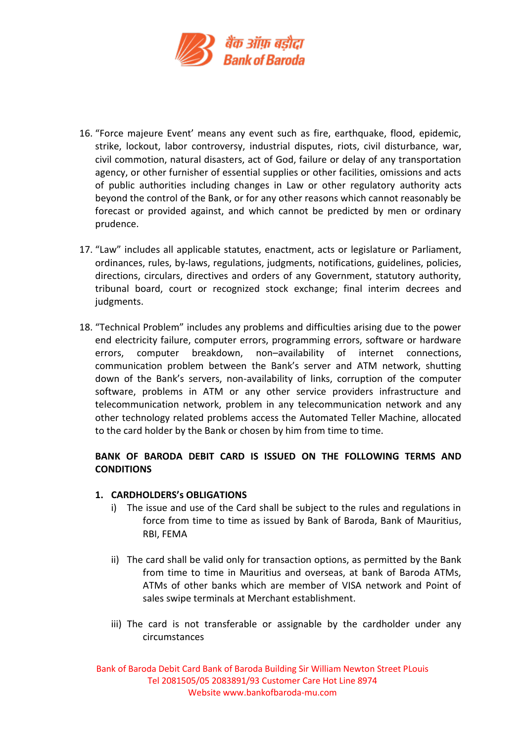16. "Force majeure Event' means any event such as fire, earthquake, flood, epidemic, strike, lockout, labor controversy, industrial disputes, riots, civil disturbance, war, civil commotion, natural disasters, act of God, failure or delay of any transportation agency, or other furnisher of essential supplies or other facilities, omissions and acts of public authorities including changes in Law or other regulatory authority acts beyond the control of the Bank, or for any other reasons which cannot reasonably be forecast or provided against, and which cannot be predicted by men or ordinary prudence.

17. "Law" includes all applicable statutes, enactment, acts or legislature or Parliament, ordinances, rules, by-laws, regulations, judgments, notifications, guidelines, policies, directions, circulars, directives and orders of any Government, statutory authority, tribunal board, court or recognized stock exchange; final interim decrees and judgments.

18. "Technical Problem" includes any problems and difficulties arising due to the power end electricity failure, computer errors, programming errors, software or hardware errors, computer breakdown, non–availability of internet connections, communication problem between the Bank's server and ATM network, shutting down of the Bank's servers, non-availability of links, corruption of the computer software, problems in ATM or any other service providers infrastructure and telecommunication network, problem in any telecommunication network and any other technology related problems access the Automated Teller Machine, allocated to the card holder by the Bank or chosen by him from time to time.

**BANK OF BARODA DEBIT CARD IS ISSUED ON THE FOLLOWING TERMS AND CONDITIONS**

**1. CARDHOLDERS's OBLIGATIONS**

i) The issue and use of the Card shall be subject to the rules and regulations in force from time to time as issued by Bank of Baroda, Bank of Mauritius, RBI, FEMA

ii) The card shall be valid only for transaction options, as permitted by the Bank from time to time in Mauritius and overseas, at bank of Baroda ATMs, ATMs of other banks which are member of VISA network and Point of sales swipe terminals at Merchant establishment.

iii) The card is not transferable or assignable by the cardholder under any circumstances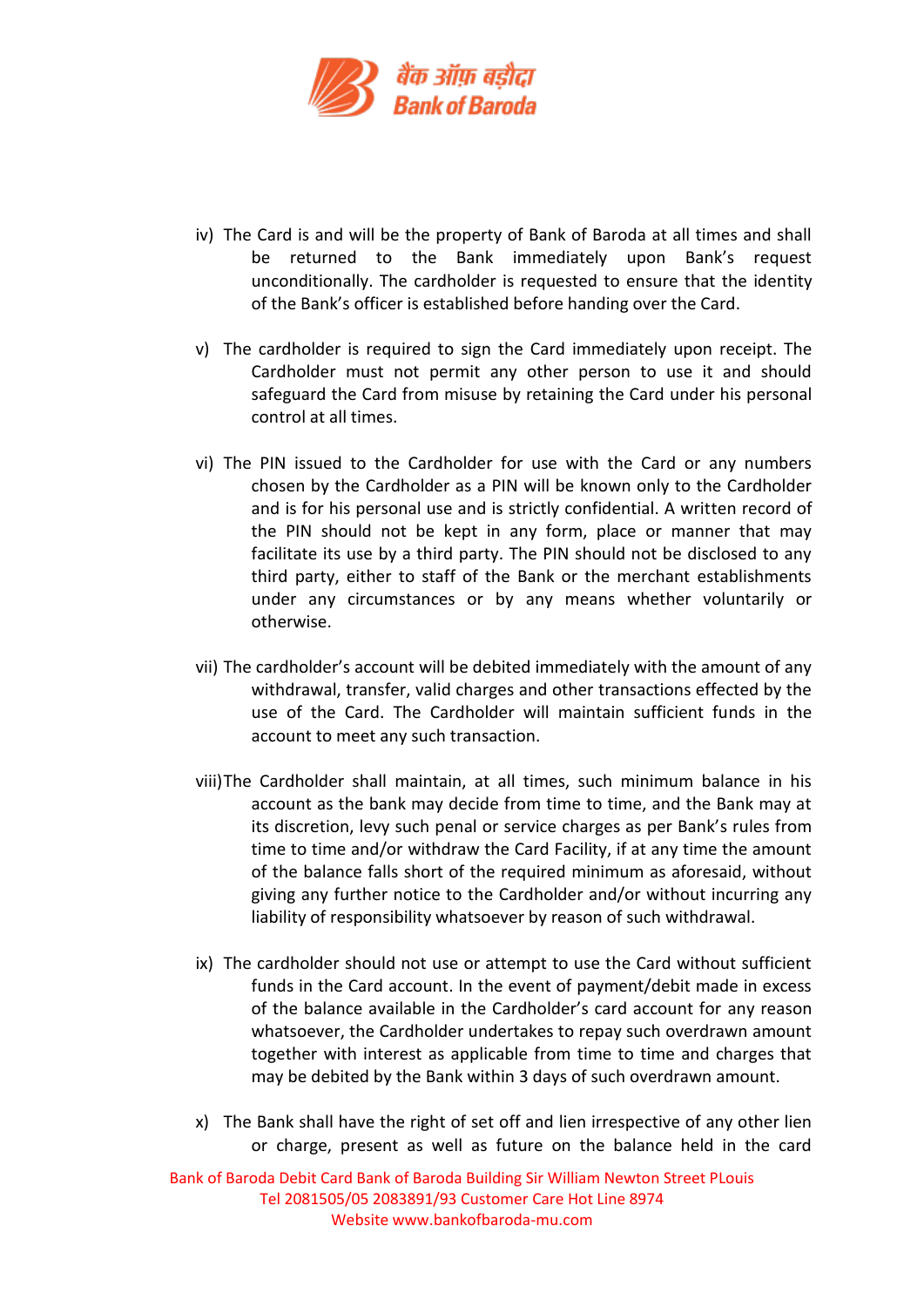iv) The Card is and will be the property of Bank of Baroda at all times and shall be returned to the Bank immediately upon Bank's request unconditionally. The cardholder is requested to ensure that the identity of the Bank's officer is established before handing over the Card.

v) The cardholder is required to sign the Card immediately upon receipt. The Cardholder must not permit any other person to use it and should safeguard the Card from misuse by retaining the Card under his personal control at all times.

vi) The PIN issued to the Cardholder for use with the Card or any numbers chosen by the Cardholder as a PIN will be known only to the Cardholder and is for his personal use and is strictly confidential. A written record of the PIN should not be kept in any form, place or manner that may facilitate its use by a third party. The PIN should not be disclosed to any third party, either to staff of the Bank or the merchant establishments under any circumstances or by any means whether voluntarily or otherwise.

vii) The cardholder's account will be debited immediately with the amount of any withdrawal, transfer, valid charges and other transactions effected by the use of the Card. The Cardholder will maintain sufficient funds in the account to meet any such transaction.

viii) The Cardholder shall maintain, at all times, such minimum balance in his account as the bank may decide from time to time, and the Bank may at its discretion, levy such penal or service charges as per Bank's rules from time to time and/or withdraw the Card Facility, if at any time the amount of the balance falls short of the required minimum as aforesaid, without giving any further notice to the Cardholder and/or without incurring any liability of responsibility whatsoever by reason of such withdrawal.

ix) The cardholder should not use or attempt to use the Card without sufficient funds in the Card account. In the event of payment/debit made in excess of the balance available in the Cardholder's card account for any reason whatsoever, the Cardholder undertakes to repay such overdrawn amount together with interest as applicable from time to time and charges that may be debited by the Bank within 3 days of such overdrawn amount.

x) The Bank shall have the right of set off and lien irrespective of any other lien or charge, present as well as future on the balance held in the card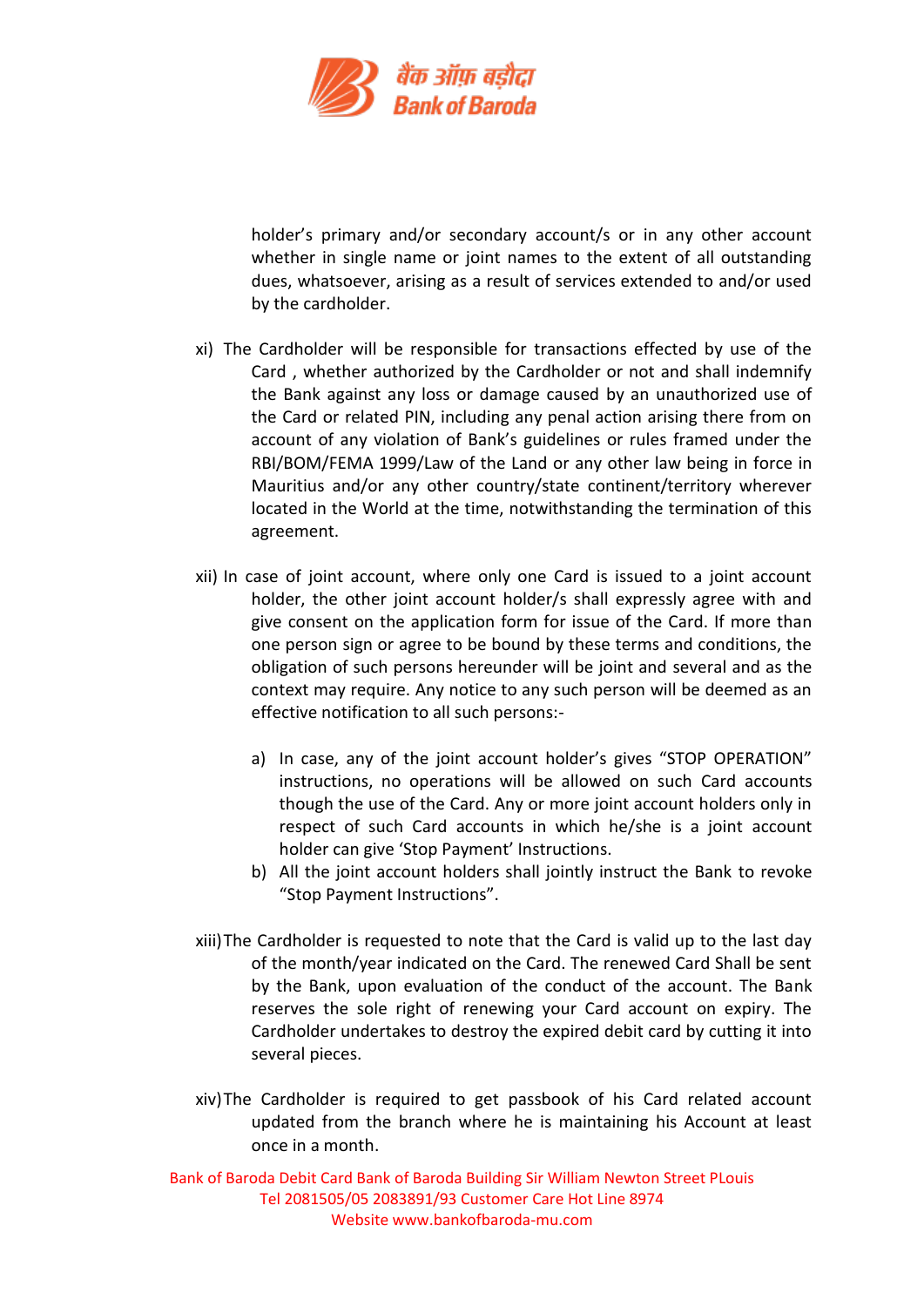holder's primary and/or secondary account/s or in any other account whether in single name or joint names to the extent of all outstanding dues, whatsoever, arising as a result of services extended to and/or used by the cardholder.

xi) The Cardholder will be responsible for transactions effected by use of the Card , whether authorized by the Cardholder or not and shall indemnify the Bank against any loss or damage caused by an unauthorized use of the Card or related PIN, including any penal action arising there from on account of any violation of Bank's guidelines or rules framed under the RBI/BOM/FEMA 1999/Law of the Land or any other law being in force in Mauritius and/or any other country/state continent/territory wherever located in the World at the time, notwithstanding the termination of this agreement.

xii) In case of joint account, where only one Card is issued to a joint account holder, the other joint account holder/s shall expressly agree with and give consent on the application form for issue of the Card. If more than one person sign or agree to be bound by these terms and conditions, the obligation of such persons hereunder will be joint and several and as the context may require. Any notice to any such person will be deemed as an effective notification to all such persons:-

a) In case, any of the joint account holder's gives "STOP OPERATION" instructions, no operations will be allowed on such Card accounts though the use of the Card. Any or more joint account holders only in respect of such Card accounts in which he/she is a joint account holder can give 'Stop Payment' Instructions.
b) All the joint account holders shall jointly instruct the Bank to revoke "Stop Payment Instructions".

xiii) The Cardholder is requested to note that the Card is valid up to the last day of the month/year indicated on the Card. The renewed Card Shall be sent by the Bank, upon evaluation of the conduct of the account. The Bank reserves the sole right of renewing your Card account on expiry. The Cardholder undertakes to destroy the expired debit card by cutting it into several pieces.

xiv) The Cardholder is required to get passbook of his Card related account updated from the branch where he is maintaining his Account at least once in a month.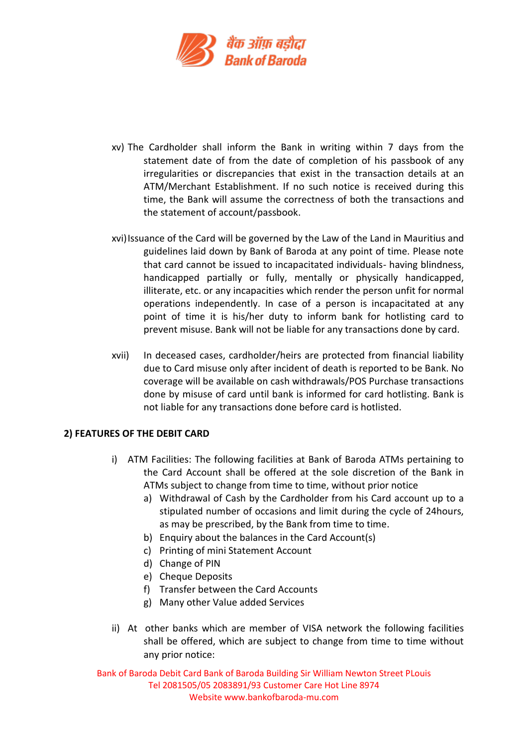xv) The Cardholder shall inform the Bank in writing within 7 days from the statement date of from the date of completion of his passbook of any irregularities or discrepancies that exist in the transaction details at an ATM/Merchant Establishment. If no such notice is received during this time, the Bank will assume the correctness of both the transactions and the statement of account/passbook.

xvi) Issuance of the Card will be governed by the Law of the Land in Mauritius and guidelines laid down by Bank of Baroda at any point of time. Please note that card cannot be issued to incapacitated individuals- having blindness, handicapped partially or fully, mentally or physically handicapped, illiterate, etc. or any incapacities which render the person unfit for normal operations independently. In case of a person is incapacitated at any point of time it is his/her duty to inform bank for hotlisting card to prevent misuse. Bank will not be liable for any transactions done by card.

xvii) In deceased cases, cardholder/heirs are protected from financial liability due to Card misuse only after incident of death is reported to be Bank. No coverage will be available on cash withdrawals/POS Purchase transactions done by misuse of card until bank is informed for card hotlisting. Bank is not liable for any transactions done before card is hotlisted.

**2) FEATURES OF THE DEBIT CARD**

i) ATM Facilities: The following facilities at Bank of Baroda ATMs pertaining to the Card Account shall be offered at the sole discretion of the Bank in ATMs subject to change from time to time, without prior notice

   a) Withdrawal of Cash by the Cardholder from his Card account up to a stipulated number of occasions and limit during the cycle of 24hours, as may be prescribed, by the Bank from time to time.
   b) Enquiry about the balances in the Card Account(s)
   c) Printing of mini Statement Account
   d) Change of PIN
   e) Cheque Deposits
   f) Transfer between the Card Accounts
   g) Many other Value added Services

ii) At other banks which are member of VISA network the following facilities shall be offered, which are subject to change from time to time without any prior notice: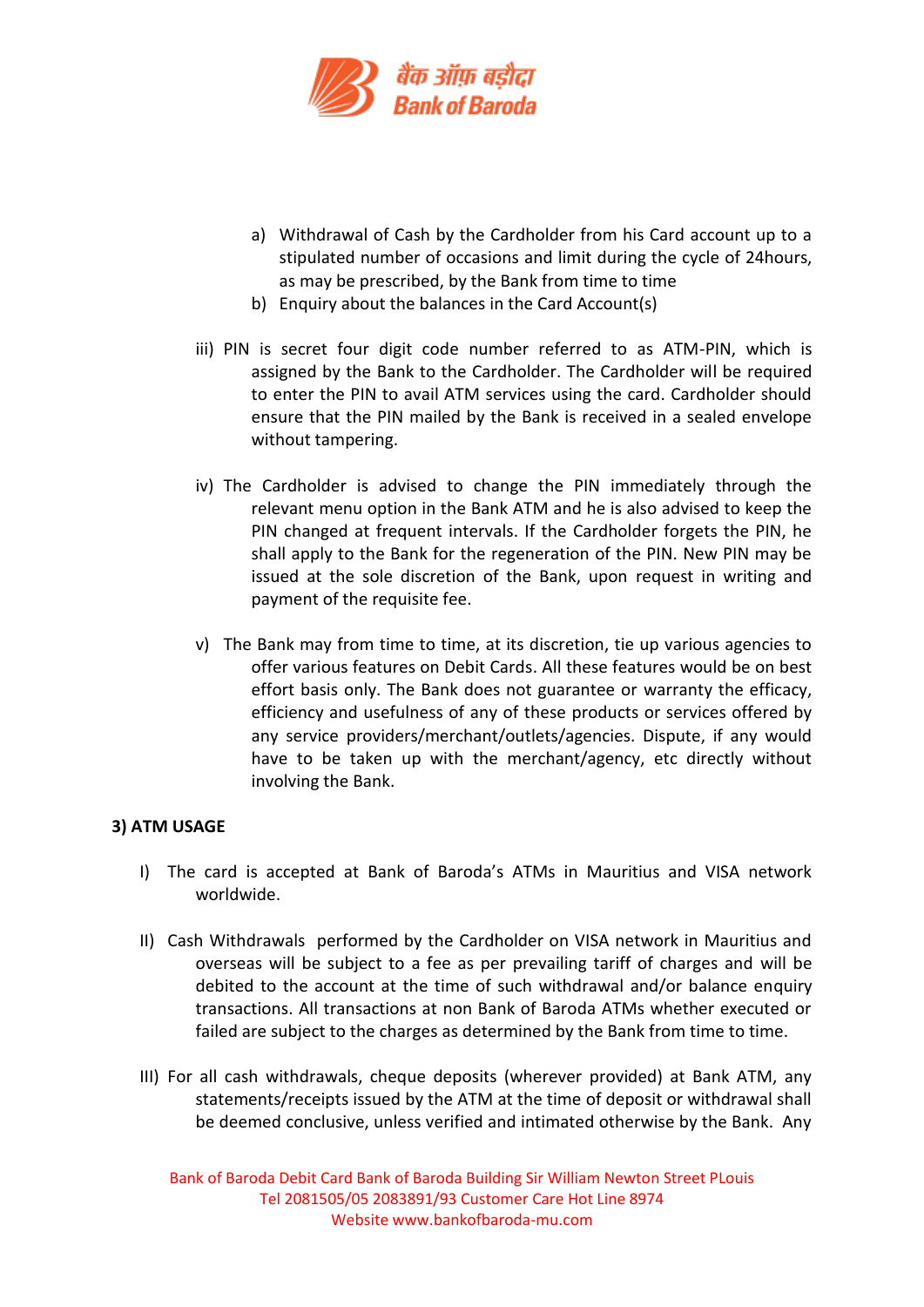a) Withdrawal of Cash by the Cardholder from his Card account up to a stipulated number of occasions and limit during the cycle of 24hours, as may be prescribed, by the Bank from time to time

b) Enquiry about the balances in the Card Account(s)

iii) PIN is secret four digit code number referred to as ATM-PIN, which is assigned by the Bank to the Cardholder. The Cardholder will be required to enter the PIN to avail ATM services using the card. Cardholder should ensure that the PIN mailed by the Bank is received in a sealed envelope without tampering.

iv) The Cardholder is advised to change the PIN immediately through the relevant menu option in the Bank ATM and he is also advised to keep the PIN changed at frequent intervals. If the Cardholder forgets the PIN, he shall apply to the Bank for the regeneration of the PIN. New PIN may be issued at the sole discretion of the Bank, upon request in writing and payment of the requisite fee.

v) The Bank may from time to time, at its discretion, tie up various agencies to offer various features on Debit Cards. All these features would be on best effort basis only. The Bank does not guarantee or warranty the efficacy, efficiency and usefulness of any of these products or services offered by any service providers/merchant/outlets/agencies. Dispute, if any would have to be taken up with the merchant/agency, etc directly without involving the Bank.

**3) ATM USAGE**

I) The card is accepted at Bank of Baroda's ATMs in Mauritius and VISA network worldwide.

II) Cash Withdrawals performed by the Cardholder on VISA network in Mauritius and overseas will be subject to a fee as per prevailing tariff of charges and will be debited to the account at the time of such withdrawal and/or balance enquiry transactions. All transactions at non Bank of Baroda ATMs whether executed or failed are subject to the charges as determined by the Bank from time to time.

III) For all cash withdrawals, cheque deposits (wherever provided) at Bank ATM, any statements/receipts issued by the ATM at the time of deposit or withdrawal shall be deemed conclusive, unless verified and intimated otherwise by the Bank. Any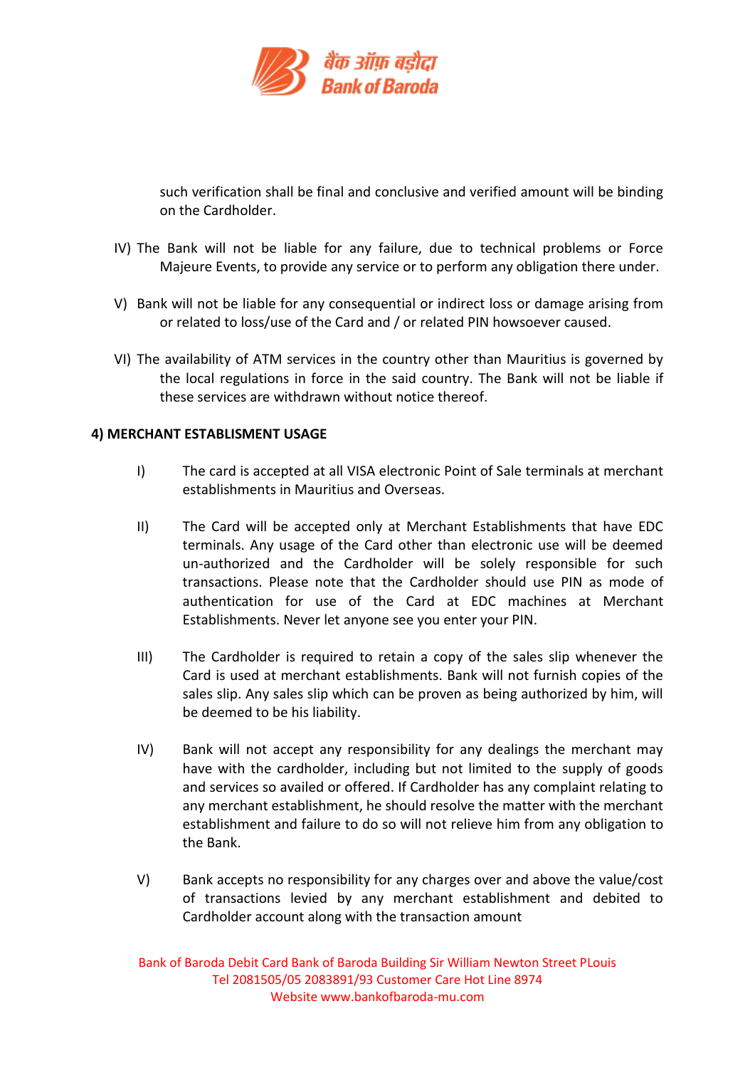such verification shall be final and conclusive and verified amount will be binding on the Cardholder.

IV) The Bank will not be liable for any failure, due to technical problems or Force Majeure Events, to provide any service or to perform any obligation there under.

V) Bank will not be liable for any consequential or indirect loss or damage arising from or related to loss/use of the Card and / or related PIN howsoever caused.

VI) The availability of ATM services in the country other than Mauritius is governed by the local regulations in force in the said country. The Bank will not be liable if these services are withdrawn without notice thereof.

**4) MERCHANT ESTABLISMENT USAGE**

I) The card is accepted at all VISA electronic Point of Sale terminals at merchant establishments in Mauritius and Overseas.

II) The Card will be accepted only at Merchant Establishments that have EDC terminals. Any usage of the Card other than electronic use will be deemed un-authorized and the Cardholder will be solely responsible for such transactions. Please note that the Cardholder should use PIN as mode of authentication for use of the Card at EDC machines at Merchant Establishments. Never let anyone see you enter your PIN.

III) The Cardholder is required to retain a copy of the sales slip whenever the Card is used at merchant establishments. Bank will not furnish copies of the sales slip. Any sales slip which can be proven as being authorized by him, will be deemed to be his liability.

IV) Bank will not accept any responsibility for any dealings the merchant may have with the cardholder, including but not limited to the supply of goods and services so availed or offered. If Cardholder has any complaint relating to any merchant establishment, he should resolve the matter with the merchant establishment and failure to do so will not relieve him from any obligation to the Bank.

V) Bank accepts no responsibility for any charges over and above the value/cost of transactions levied by any merchant establishment and debited to Cardholder account along with the transaction amount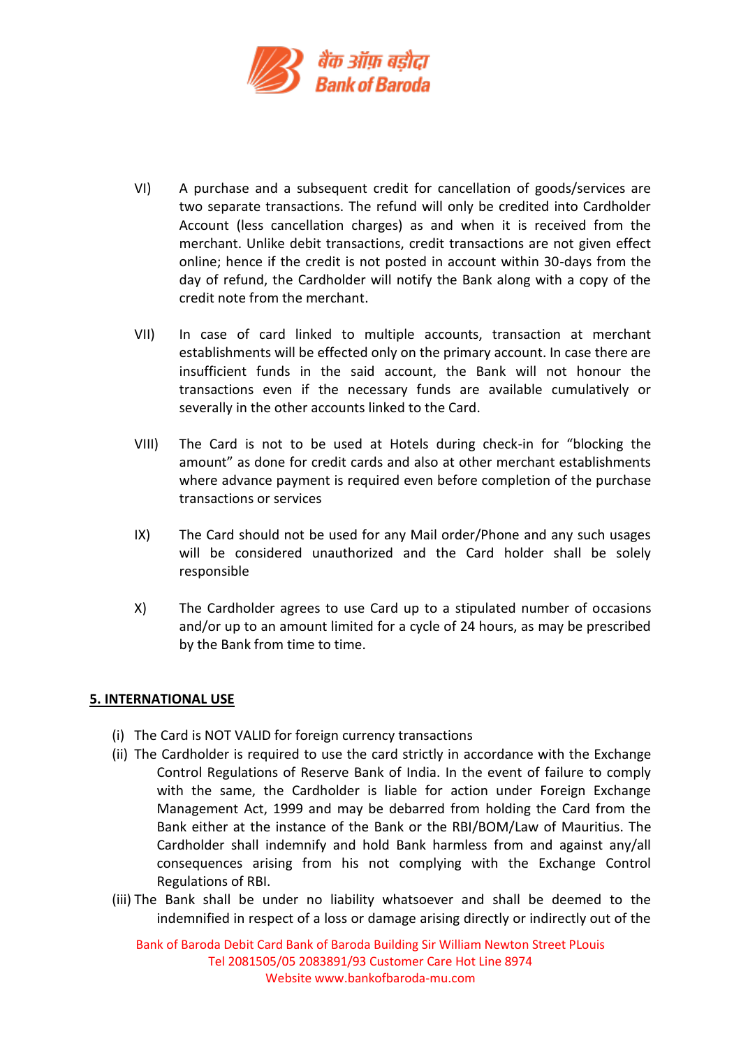VI) A purchase and a subsequent credit for cancellation of goods/services are two separate transactions. The refund will only be credited into Cardholder Account (less cancellation charges) as and when it is received from the merchant. Unlike debit transactions, credit transactions are not given effect online; hence if the credit is not posted in account within 30-days from the day of refund, the Cardholder will notify the Bank along with a copy of the credit note from the merchant.

VII) In case of card linked to multiple accounts, transaction at merchant establishments will be effected only on the primary account. In case there are insufficient funds in the said account, the Bank will not honour the transactions even if the necessary funds are available cumulatively or severally in the other accounts linked to the Card.

VIII) The Card is not to be used at Hotels during check-in for "blocking the amount" as done for credit cards and also at other merchant establishments where advance payment is required even before completion of the purchase transactions or services

IX) The Card should not be used for any Mail order/Phone and any such usages will be considered unauthorized and the Card holder shall be solely responsible

X) The Cardholder agrees to use Card up to a stipulated number of occasions and/or up to an amount limited for a cycle of 24 hours, as may be prescribed by the Bank from time to time.

## 5. INTERNATIONAL USE

(i) The Card is NOT VALID for foreign currency transactions

(ii) The Cardholder is required to use the card strictly in accordance with the Exchange Control Regulations of Reserve Bank of India. In the event of failure to comply with the same, the Cardholder is liable for action under Foreign Exchange Management Act, 1999 and may be debarred from holding the Card from the Bank either at the instance of the Bank or the RBI/BOM/Law of Mauritius. The Cardholder shall indemnify and hold Bank harmless from and against any/all consequences arising from his not complying with the Exchange Control Regulations of RBI.

(iii) The Bank shall be under no liability whatsoever and shall be deemed to the indemnified in respect of a loss or damage arising directly or indirectly out of the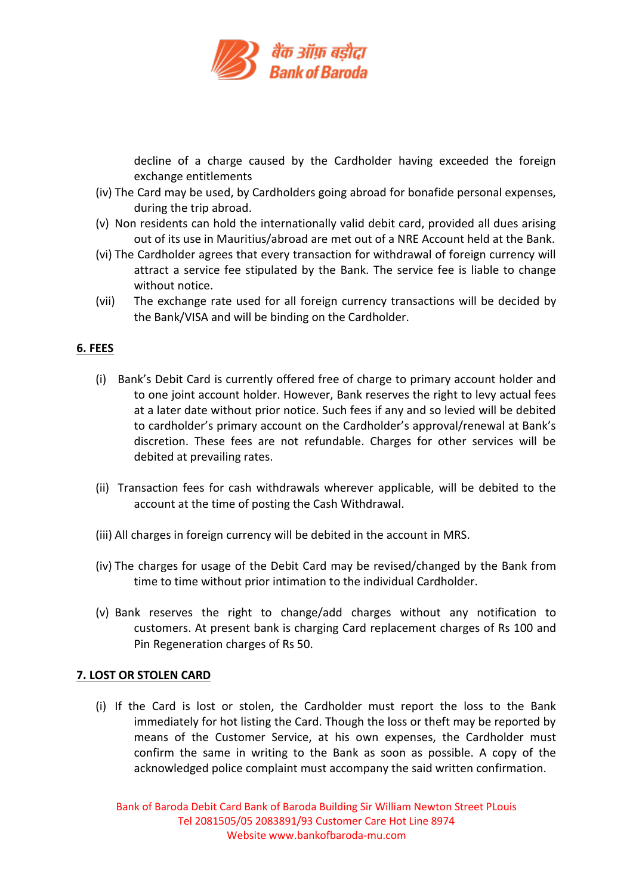decline of a charge caused by the Cardholder having exceeded the foreign exchange entitlements

(iv) The Card may be used, by Cardholders going abroad for bonafide personal expenses, during the trip abroad.

(v) Non residents can hold the internationally valid debit card, provided all dues arising out of its use in Mauritius/abroad are met out of a NRE Account held at the Bank.

(vi) The Cardholder agrees that every transaction for withdrawal of foreign currency will attract a service fee stipulated by the Bank. The service fee is liable to change without notice.

(vii) The exchange rate used for all foreign currency transactions will be decided by the Bank/VISA and will be binding on the Cardholder.

## 6. FEES

(i) Bank's Debit Card is currently offered free of charge to primary account holder and to one joint account holder. However, Bank reserves the right to levy actual fees at a later date without prior notice. Such fees if any and so levied will be debited to cardholder's primary account on the Cardholder's approval/renewal at Bank's discretion. These fees are not refundable. Charges for other services will be debited at prevailing rates.

(ii) Transaction fees for cash withdrawals wherever applicable, will be debited to the account at the time of posting the Cash Withdrawal.

(iii) All charges in foreign currency will be debited in the account in MRS.

(iv) The charges for usage of the Debit Card may be revised/changed by the Bank from time to time without prior intimation to the individual Cardholder.

(v) Bank reserves the right to change/add charges without any notification to customers. At present bank is charging Card replacement charges of Rs 100 and Pin Regeneration charges of Rs 50.

## 7. LOST OR STOLEN CARD

(i) If the Card is lost or stolen, the Cardholder must report the loss to the Bank immediately for hot listing the Card. Though the loss or theft may be reported by means of the Customer Service, at his own expenses, the Cardholder must confirm the same in writing to the Bank as soon as possible. A copy of the acknowledged police complaint must accompany the said written confirmation.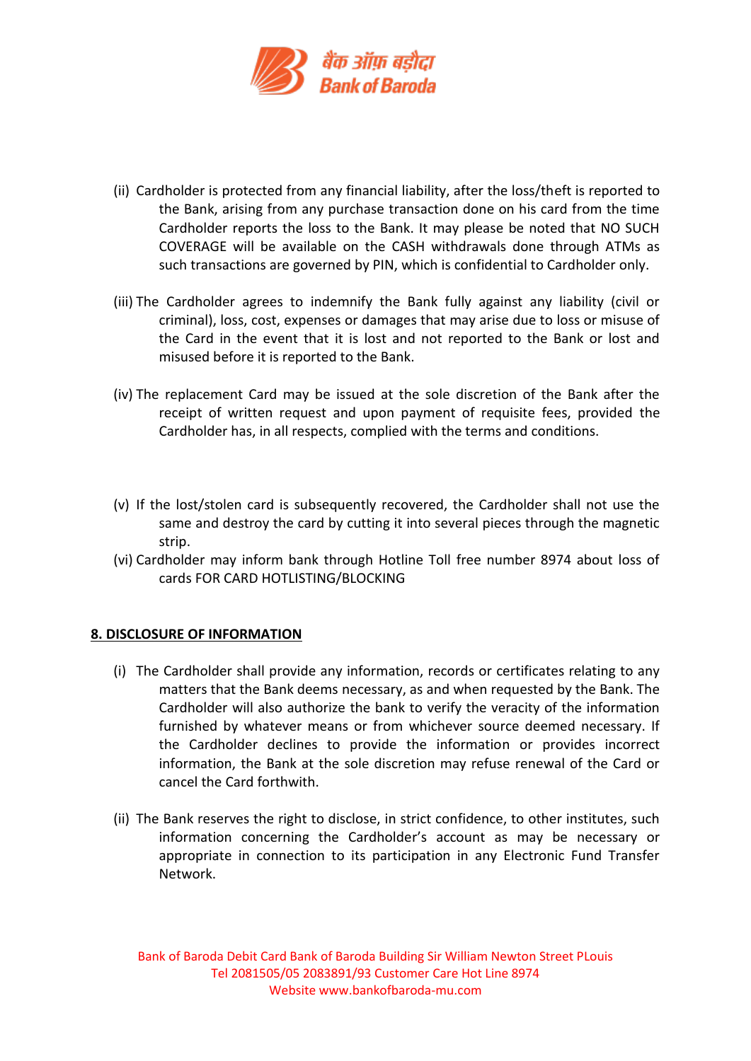(ii) Cardholder is protected from any financial liability, after the loss/theft is reported to the Bank, arising from any purchase transaction done on his card from the time Cardholder reports the loss to the Bank. It may please be noted that NO SUCH COVERAGE will be available on the CASH withdrawals done through ATMs as such transactions are governed by PIN, which is confidential to Cardholder only.

(iii) The Cardholder agrees to indemnify the Bank fully against any liability (civil or criminal), loss, cost, expenses or damages that may arise due to loss or misuse of the Card in the event that it is lost and not reported to the Bank or lost and misused before it is reported to the Bank.

(iv) The replacement Card may be issued at the sole discretion of the Bank after the receipt of written request and upon payment of requisite fees, provided the Cardholder has, in all respects, complied with the terms and conditions.

(v) If the lost/stolen card is subsequently recovered, the Cardholder shall not use the same and destroy the card by cutting it into several pieces through the magnetic strip.

(vi) Cardholder may inform bank through Hotline Toll free number 8974 about loss of cards FOR CARD HOTLISTING/BLOCKING

## 8. DISCLOSURE OF INFORMATION

(i) The Cardholder shall provide any information, records or certificates relating to any matters that the Bank deems necessary, as and when requested by the Bank. The Cardholder will also authorize the bank to verify the veracity of the information furnished by whatever means or from whichever source deemed necessary. If the Cardholder declines to provide the information or provides incorrect information, the Bank at the sole discretion may refuse renewal of the Card or cancel the Card forthwith.

(ii) The Bank reserves the right to disclose, in strict confidence, to other institutes, such information concerning the Cardholder's account as may be necessary or appropriate in connection to its participation in any Electronic Fund Transfer Network.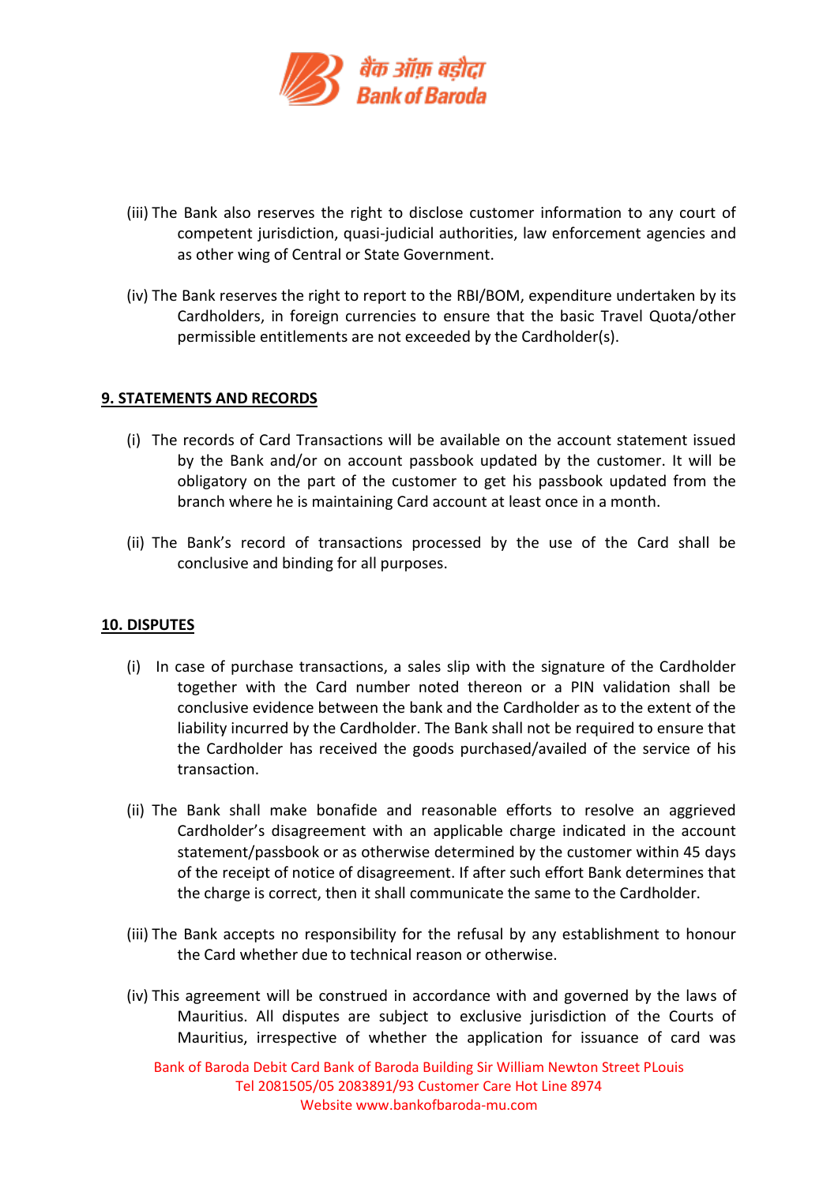(iii) The Bank also reserves the right to disclose customer information to any court of competent jurisdiction, quasi-judicial authorities, law enforcement agencies and as other wing of Central or State Government.

(iv) The Bank reserves the right to report to the RBI/BOM, expenditure undertaken by its Cardholders, in foreign currencies to ensure that the basic Travel Quota/other permissible entitlements are not exceeded by the Cardholder(s).

## 9. STATEMENTS AND RECORDS

(i) The records of Card Transactions will be available on the account statement issued by the Bank and/or on account passbook updated by the customer. It will be obligatory on the part of the customer to get his passbook updated from the branch where he is maintaining Card account at least once in a month.

(ii) The Bank's record of transactions processed by the use of the Card shall be conclusive and binding for all purposes.

## 10. DISPUTES

(i) In case of purchase transactions, a sales slip with the signature of the Cardholder together with the Card number noted thereon or a PIN validation shall be conclusive evidence between the bank and the Cardholder as to the extent of the liability incurred by the Cardholder. The Bank shall not be required to ensure that the Cardholder has received the goods purchased/availed of the service of his transaction.

(ii) The Bank shall make bonafide and reasonable efforts to resolve an aggrieved Cardholder's disagreement with an applicable charge indicated in the account statement/passbook or as otherwise determined by the customer within 45 days of the receipt of notice of disagreement. If after such effort Bank determines that the charge is correct, then it shall communicate the same to the Cardholder.

(iii) The Bank accepts no responsibility for the refusal by any establishment to honour the Card whether due to technical reason or otherwise.

(iv) This agreement will be construed in accordance with and governed by the laws of Mauritius. All disputes are subject to exclusive jurisdiction of the Courts of Mauritius, irrespective of whether the application for issuance of card was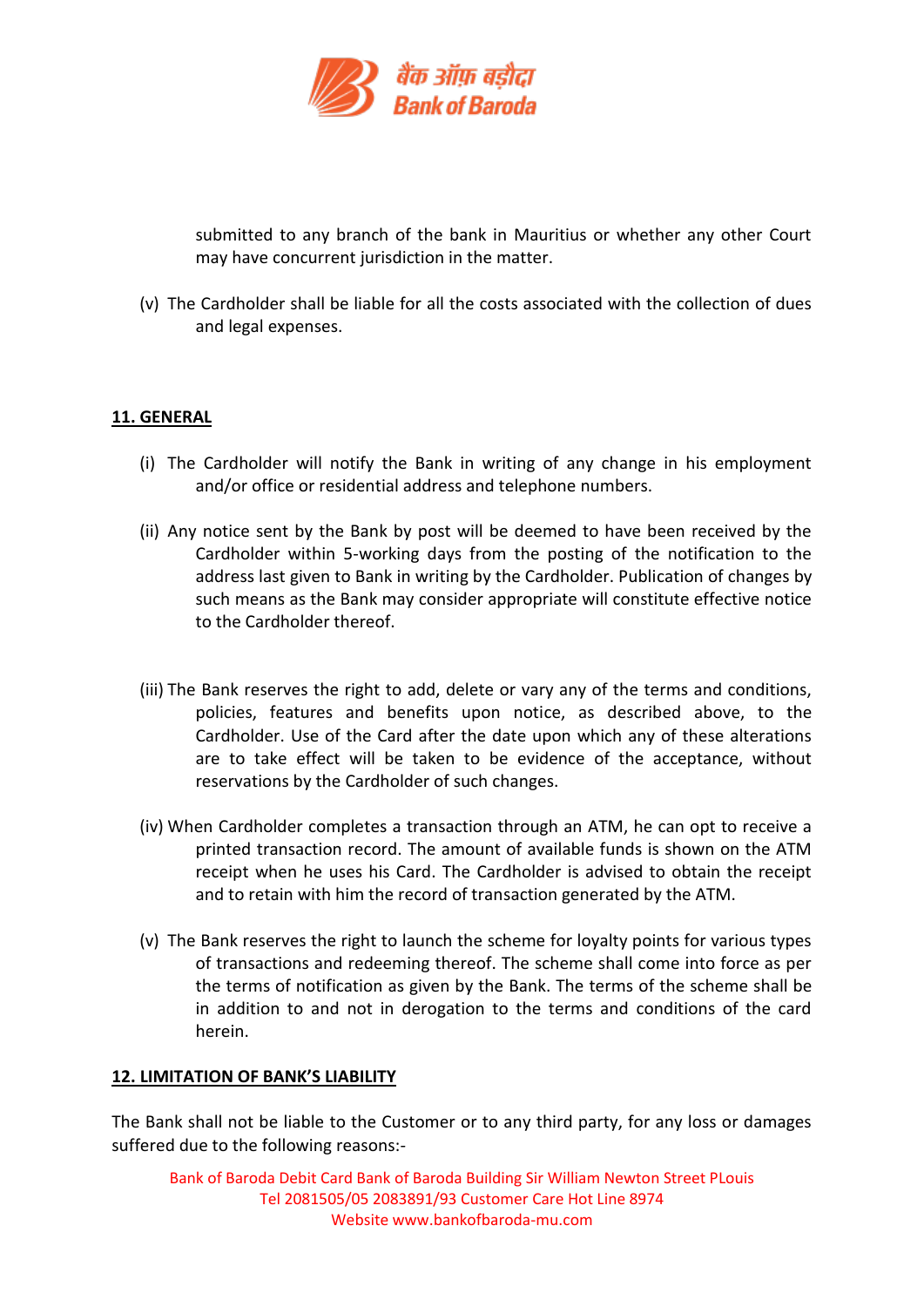submitted to any branch of the bank in Mauritius or whether any other Court may have concurrent jurisdiction in the matter.

(v) The Cardholder shall be liable for all the costs associated with the collection of dues and legal expenses.

## 11. GENERAL

(i) The Cardholder will notify the Bank in writing of any change in his employment and/or office or residential address and telephone numbers.

(ii) Any notice sent by the Bank by post will be deemed to have been received by the Cardholder within 5-working days from the posting of the notification to the address last given to Bank in writing by the Cardholder. Publication of changes by such means as the Bank may consider appropriate will constitute effective notice to the Cardholder thereof.

(iii) The Bank reserves the right to add, delete or vary any of the terms and conditions, policies, features and benefits upon notice, as described above, to the Cardholder. Use of the Card after the date upon which any of these alterations are to take effect will be taken to be evidence of the acceptance, without reservations by the Cardholder of such changes.

(iv) When Cardholder completes a transaction through an ATM, he can opt to receive a printed transaction record. The amount of available funds is shown on the ATM receipt when he uses his Card. The Cardholder is advised to obtain the receipt and to retain with him the record of transaction generated by the ATM.

(v) The Bank reserves the right to launch the scheme for loyalty points for various types of transactions and redeeming thereof. The scheme shall come into force as per the terms of notification as given by the Bank. The terms of the scheme shall be in addition to and not in derogation to the terms and conditions of the card herein.

## 12. LIMITATION OF BANK'S LIABILITY

The Bank shall not be liable to the Customer or to any third party, for any loss or damages suffered due to the following reasons:-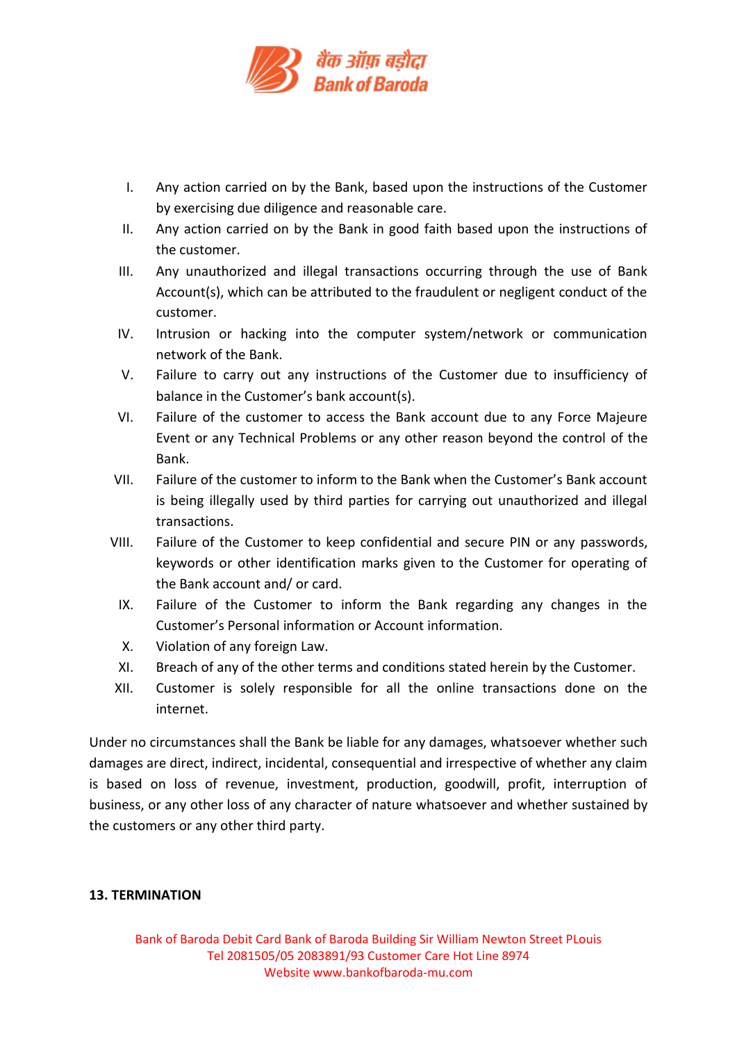I. Any action carried on by the Bank, based upon the instructions of the Customer by exercising due diligence and reasonable care.

II. Any action carried on by the Bank in good faith based upon the instructions of the customer.

III. Any unauthorized and illegal transactions occurring through the use of Bank Account(s), which can be attributed to the fraudulent or negligent conduct of the customer.

IV. Intrusion or hacking into the computer system/network or communication network of the Bank.

V. Failure to carry out any instructions of the Customer due to insufficiency of balance in the Customer's bank account(s).

VI. Failure of the customer to access the Bank account due to any Force Majeure Event or any Technical Problems or any other reason beyond the control of the Bank.

VII. Failure of the customer to inform to the Bank when the Customer's Bank account is being illegally used by third parties for carrying out unauthorized and illegal transactions.

VIII. Failure of the Customer to keep confidential and secure PIN or any passwords, keywords or other identification marks given to the Customer for operating of the Bank account and/ or card.

IX. Failure of the Customer to inform the Bank regarding any changes in the Customer's Personal information or Account information.

X. Violation of any foreign Law.

XI. Breach of any of the other terms and conditions stated herein by the Customer.

XII. Customer is solely responsible for all the online transactions done on the internet.

Under no circumstances shall the Bank be liable for any damages, whatsoever whether such damages are direct, indirect, incidental, consequential and irrespective of whether any claim is based on loss of revenue, investment, production, goodwill, profit, interruption of business, or any other loss of any character of nature whatsoever and whether sustained by the customers or any other third party.

**13. TERMINATION**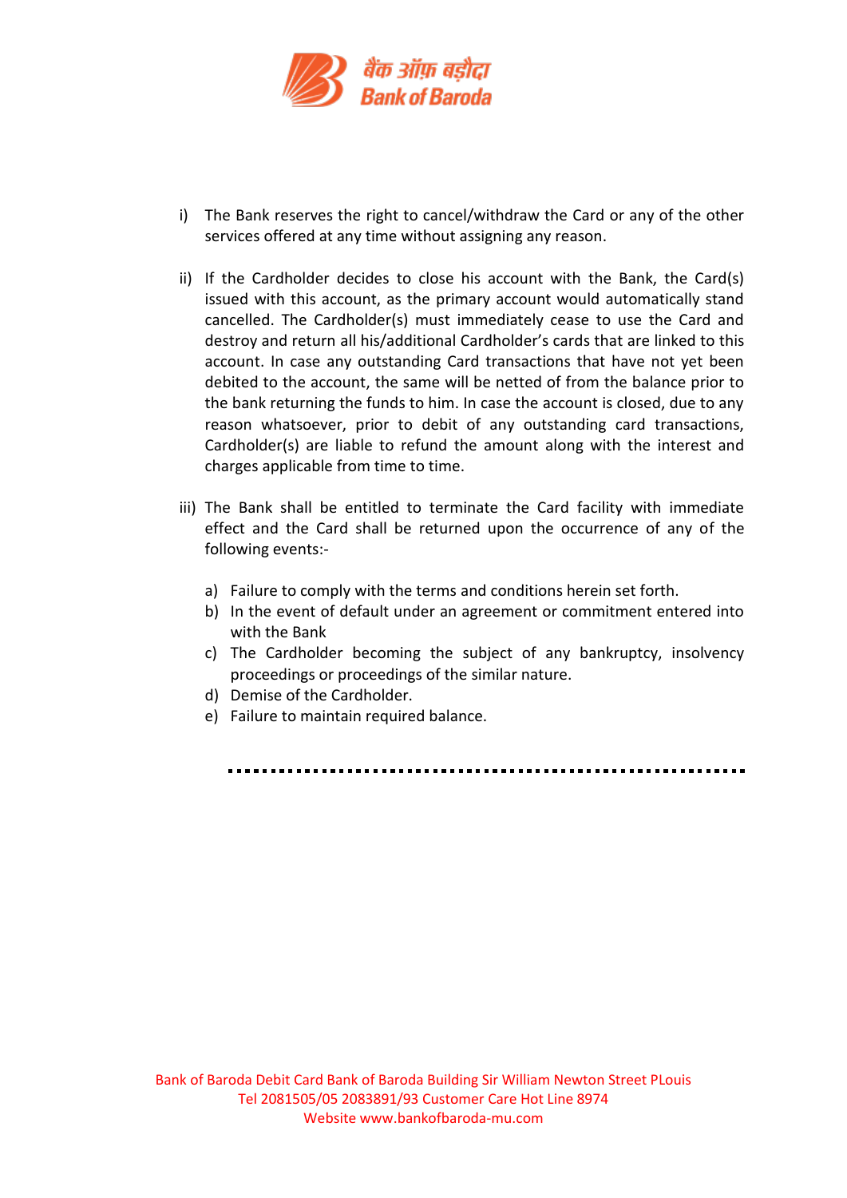i) The Bank reserves the right to cancel/withdraw the Card or any of the other services offered at any time without assigning any reason.

ii) If the Cardholder decides to close his account with the Bank, the Card(s) issued with this account, as the primary account would automatically stand cancelled. The Cardholder(s) must immediately cease to use the Card and destroy and return all his/additional Cardholder's cards that are linked to this account. In case any outstanding Card transactions that have not yet been debited to the account, the same will be netted of from the balance prior to the bank returning the funds to him. In case the account is closed, due to any reason whatsoever, prior to debit of any outstanding card transactions, Cardholder(s) are liable to refund the amount along with the interest and charges applicable from time to time.

iii) The Bank shall be entitled to terminate the Card facility with immediate effect and the Card shall be returned upon the occurrence of any of the following events:-

   a) Failure to comply with the terms and conditions herein set forth.
   b) In the event of default under an agreement or commitment entered into with the Bank
   c) The Cardholder becoming the subject of any bankruptcy, insolvency proceedings or proceedings of the similar nature.
   d) Demise of the Cardholder.
   e) Failure to maintain required balance.

---